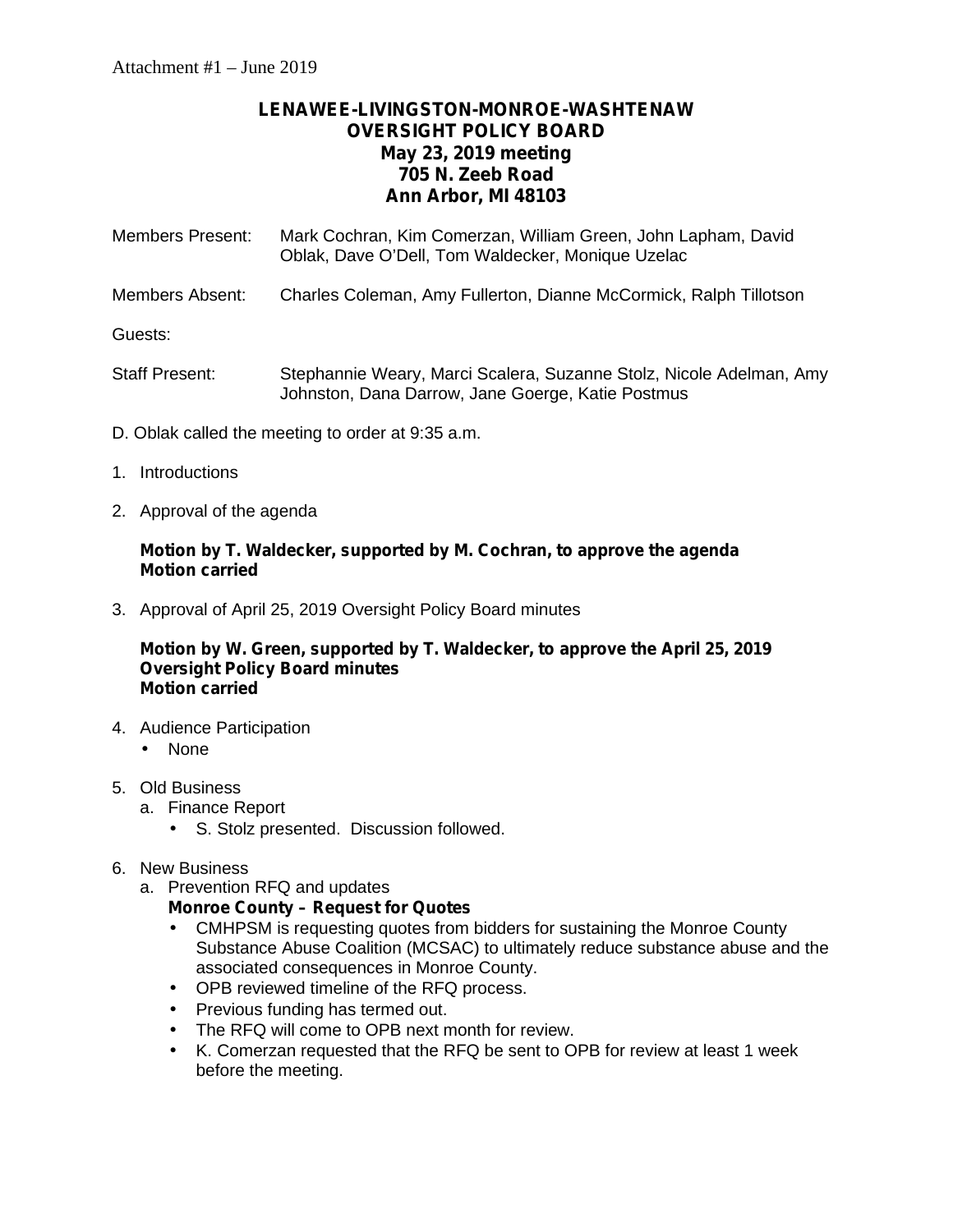Attachment #1 – June 2019

# LENAWEE-LIVINGSTON-MONROE-WASHTENAW OVERSIGHT POLICY BOARD

**May 23, 2019 meeting**
**705 N. Zeeb Road**
**Ann Arbor, MI 48103**

Members Present: Mark Cochran, Kim Comerzan, William Green, John Lapham, David Oblak, Dave O'Dell, Tom Waldecker, Monique Uzelac

Members Absent: Charles Coleman, Amy Fullerton, Dianne McCormick, Ralph Tillotson

Guests:

Staff Present: Stephannie Weary, Marci Scalera, Suzanne Stolz, Nicole Adelman, Amy Johnston, Dana Darrow, Jane Goerge, Katie Postmus

D. Oblak called the meeting to order at 9:35 a.m.

1. Introductions

2. Approval of the agenda

   **Motion by T. Waldecker, supported by M. Cochran, to approve the agenda**
   **Motion carried**

3. Approval of April 25, 2019 Oversight Policy Board minutes

   **Motion by W. Green, supported by T. Waldecker, to approve the April 25, 2019 Oversight Policy Board minutes**
   **Motion carried**

4. Audience Participation
   - None

5. Old Business
   a. Finance Report
      - S. Stolz presented. Discussion followed.

6. New Business
   a. Prevention RFQ and updates

      **Monroe County – Request for Quotes**
      - CMHPSM is requesting quotes from bidders for sustaining the Monroe County Substance Abuse Coalition (MCSAC) to ultimately reduce substance abuse and the associated consequences in Monroe County.
      - OPB reviewed timeline of the RFQ process.
      - Previous funding has termed out.
      - The RFQ will come to OPB next month for review.
      - K. Comerzan requested that the RFQ be sent to OPB for review at least 1 week before the meeting.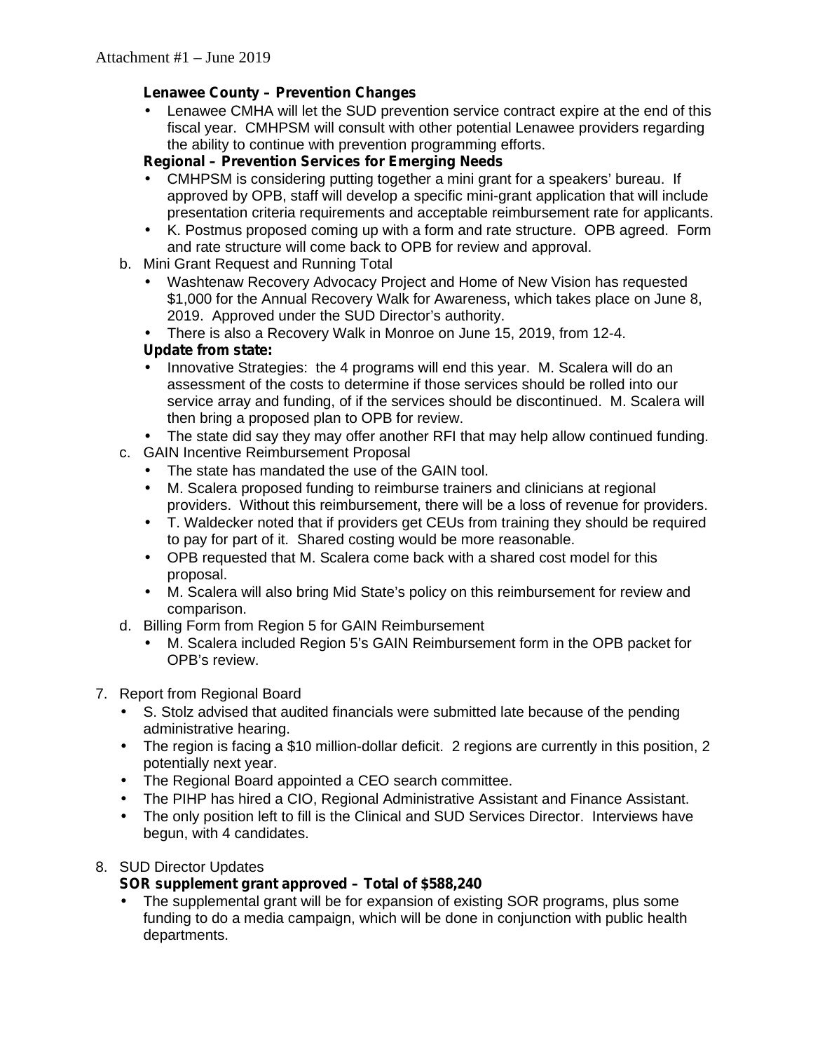Attachment #1 – June 2019

**Lenawee County – Prevention Changes**

- Lenawee CMHA will let the SUD prevention service contract expire at the end of this fiscal year. CMHPSM will consult with other potential Lenawee providers regarding the ability to continue with prevention programming efforts.

**Regional – Prevention Services for Emerging Needs**

- CMHPSM is considering putting together a mini grant for a speakers' bureau. If approved by OPB, staff will develop a specific mini-grant application that will include presentation criteria requirements and acceptable reimbursement rate for applicants.
- K. Postmus proposed coming up with a form and rate structure. OPB agreed. Form and rate structure will come back to OPB for review and approval.

b. Mini Grant Request and Running Total

- Washtenaw Recovery Advocacy Project and Home of New Vision has requested $1,000 for the Annual Recovery Walk for Awareness, which takes place on June 8, 2019. Approved under the SUD Director's authority.
- There is also a Recovery Walk in Monroe on June 15, 2019, from 12-4.

**Update from state:**

- Innovative Strategies: the 4 programs will end this year. M. Scalera will do an assessment of the costs to determine if those services should be rolled into our service array and funding, of if the services should be discontinued. M. Scalera will then bring a proposed plan to OPB for review.
- The state did say they may offer another RFI that may help allow continued funding.

c. GAIN Incentive Reimbursement Proposal

- The state has mandated the use of the GAIN tool.
- M. Scalera proposed funding to reimburse trainers and clinicians at regional providers. Without this reimbursement, there will be a loss of revenue for providers.
- T. Waldecker noted that if providers get CEUs from training they should be required to pay for part of it. Shared costing would be more reasonable.
- OPB requested that M. Scalera come back with a shared cost model for this proposal.
- M. Scalera will also bring Mid State's policy on this reimbursement for review and comparison.

d. Billing Form from Region 5 for GAIN Reimbursement

- M. Scalera included Region 5's GAIN Reimbursement form in the OPB packet for OPB's review.

7. Report from Regional Board
   - S. Stolz advised that audited financials were submitted late because of the pending administrative hearing.
   - The region is facing a $10 million-dollar deficit. 2 regions are currently in this position, 2 potentially next year.
   - The Regional Board appointed a CEO search committee.
   - The PIHP has hired a CIO, Regional Administrative Assistant and Finance Assistant.
   - The only position left to fill is the Clinical and SUD Services Director. Interviews have begun, with 4 candidates.

8. SUD Director Updates

   **SOR supplement grant approved – Total of $588,240**

   - The supplemental grant will be for expansion of existing SOR programs, plus some funding to do a media campaign, which will be done in conjunction with public health departments.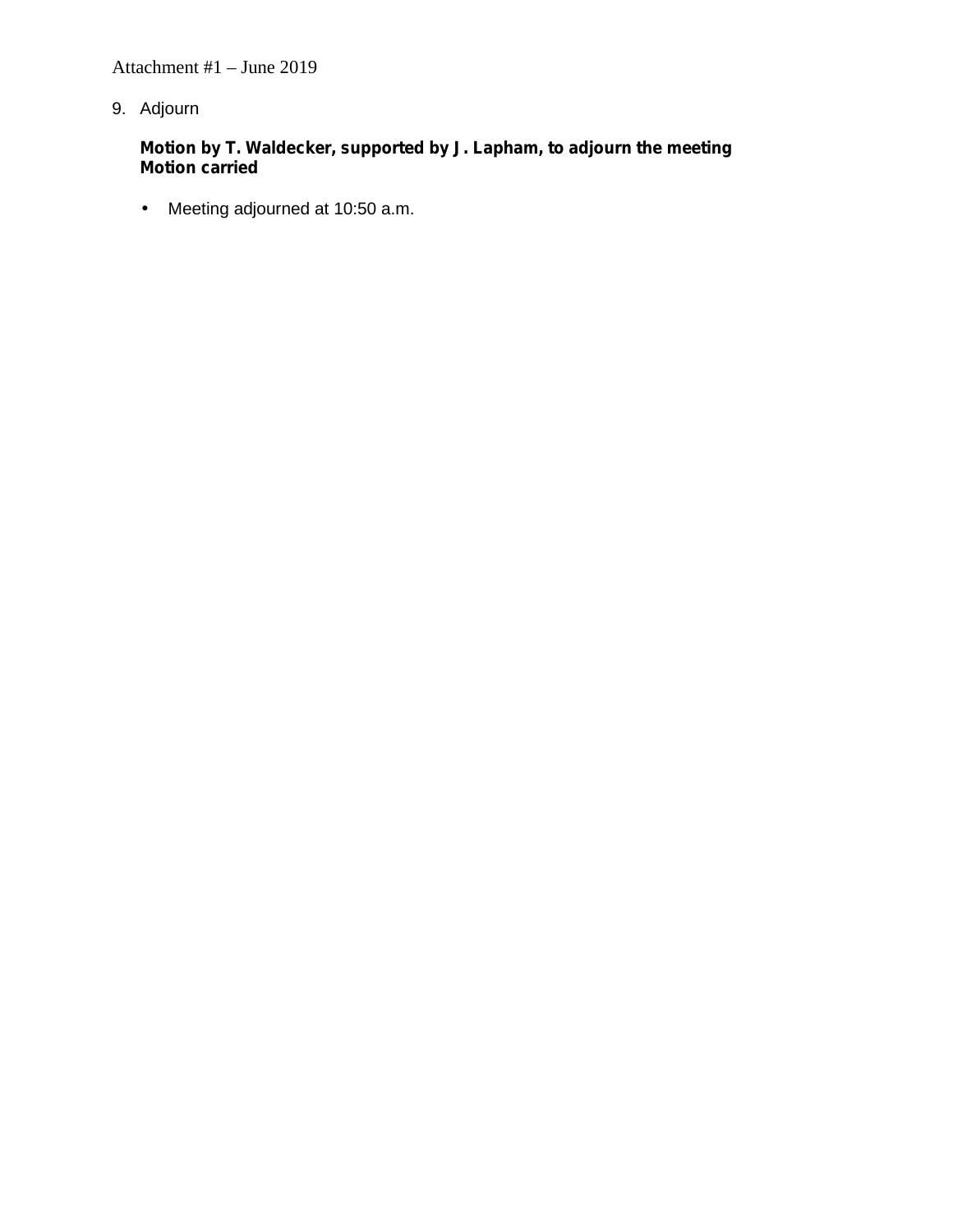Attachment #1 – June 2019

9. Adjourn

   **Motion by T. Waldecker, supported by J. Lapham, to adjourn the meeting**
   **Motion carried**

   - Meeting adjourned at 10:50 a.m.